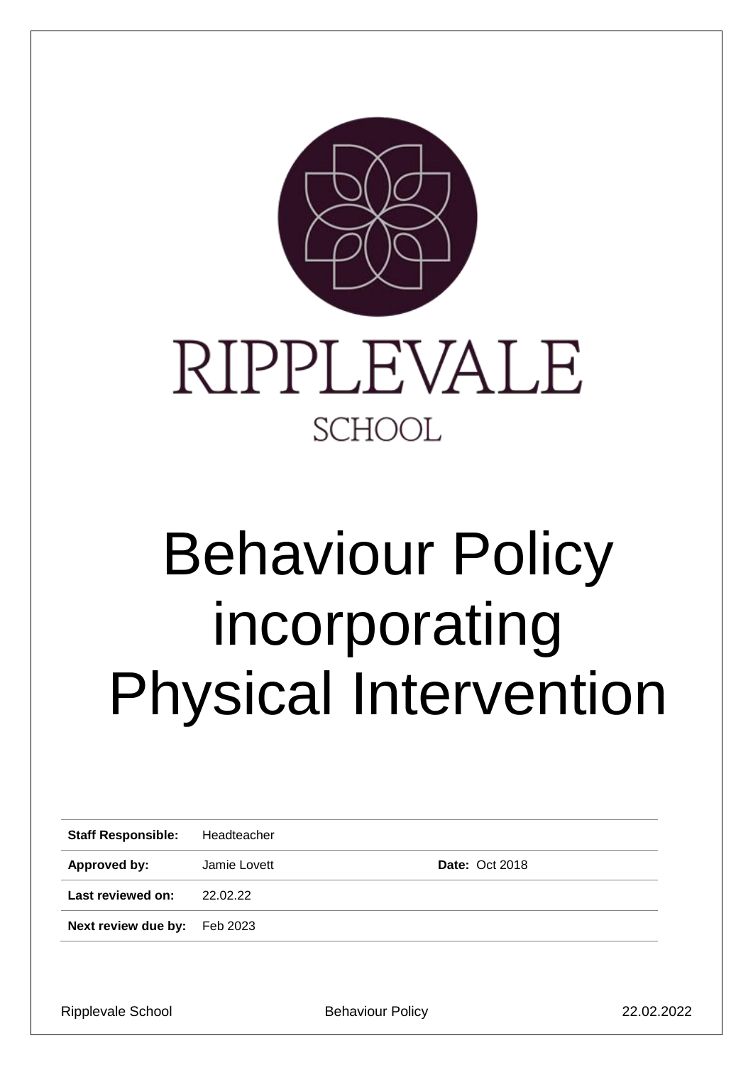RIPPLEVALE

SCHOOL

# Behaviour Policy incorporating Physical Intervention

| | | | |
|---|---|---|---|
| **Staff Responsible:** | Headteacher | | |
| **Approved by:** | Jamie Lovett | **Date:** Oct 2018 | |
| **Last reviewed on:** | 22.02.22 | | |
| **Next review due by:** | Feb 2023 | | |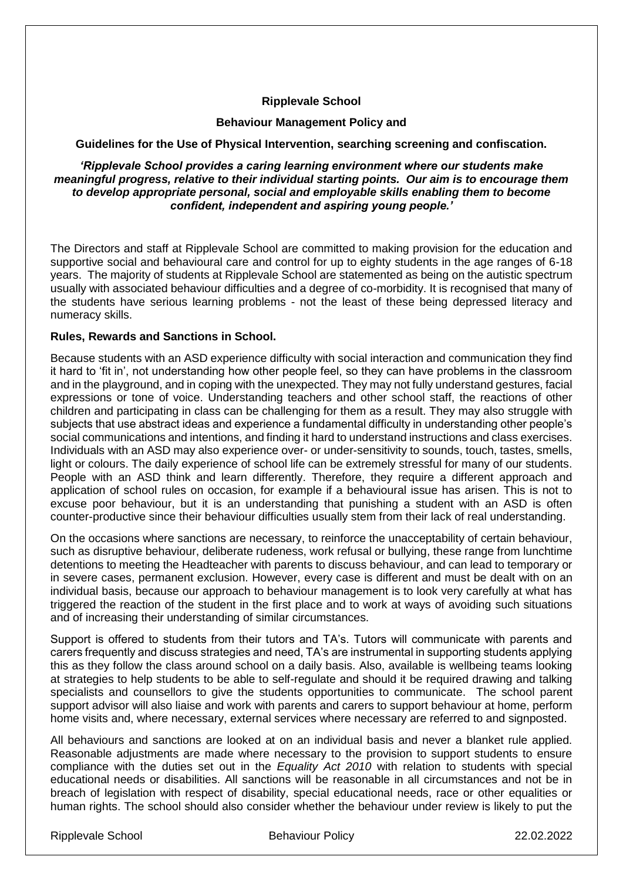**Ripplevale School**

**Behaviour Management Policy and**

**Guidelines for the Use of Physical Intervention, searching screening and confiscation.**

***'Ripplevale School provides a caring learning environment where our students make meaningful progress, relative to their individual starting points. Our aim is to encourage them to develop appropriate personal, social and employable skills enabling them to become confident, independent and aspiring young people.'***

The Directors and staff at Ripplevale School are committed to making provision for the education and supportive social and behavioural care and control for up to eighty students in the age ranges of 6-18 years. The majority of students at Ripplevale School are statemented as being on the autistic spectrum usually with associated behaviour difficulties and a degree of co-morbidity. It is recognised that many of the students have serious learning problems - not the least of these being depressed literacy and numeracy skills.

**Rules, Rewards and Sanctions in School.**

Because students with an ASD experience difficulty with social interaction and communication they find it hard to 'fit in', not understanding how other people feel, so they can have problems in the classroom and in the playground, and in coping with the unexpected. They may not fully understand gestures, facial expressions or tone of voice. Understanding teachers and other school staff, the reactions of other children and participating in class can be challenging for them as a result. They may also struggle with subjects that use abstract ideas and experience a fundamental difficulty in understanding other people's social communications and intentions, and finding it hard to understand instructions and class exercises. Individuals with an ASD may also experience over- or under-sensitivity to sounds, touch, tastes, smells, light or colours. The daily experience of school life can be extremely stressful for many of our students. People with an ASD think and learn differently. Therefore, they require a different approach and application of school rules on occasion, for example if a behavioural issue has arisen. This is not to excuse poor behaviour, but it is an understanding that punishing a student with an ASD is often counter-productive since their behaviour difficulties usually stem from their lack of real understanding.

On the occasions where sanctions are necessary, to reinforce the unacceptability of certain behaviour, such as disruptive behaviour, deliberate rudeness, work refusal or bullying, these range from lunchtime detentions to meeting the Headteacher with parents to discuss behaviour, and can lead to temporary or in severe cases, permanent exclusion. However, every case is different and must be dealt with on an individual basis, because our approach to behaviour management is to look very carefully at what has triggered the reaction of the student in the first place and to work at ways of avoiding such situations and of increasing their understanding of similar circumstances.

Support is offered to students from their tutors and TA's. Tutors will communicate with parents and carers frequently and discuss strategies and need, TA's are instrumental in supporting students applying this as they follow the class around school on a daily basis. Also, available is wellbeing teams looking at strategies to help students to be able to self-regulate and should it be required drawing and talking specialists and counsellors to give the students opportunities to communicate. The school parent support advisor will also liaise and work with parents and carers to support behaviour at home, perform home visits and, where necessary, external services where necessary are referred to and signposted.

All behaviours and sanctions are looked at on an individual basis and never a blanket rule applied. Reasonable adjustments are made where necessary to the provision to support students to ensure compliance with the duties set out in the *Equality Act 2010* with relation to students with special educational needs or disabilities. All sanctions will be reasonable in all circumstances and not be in breach of legislation with respect of disability, special educational needs, race or other equalities or human rights. The school should also consider whether the behaviour under review is likely to put the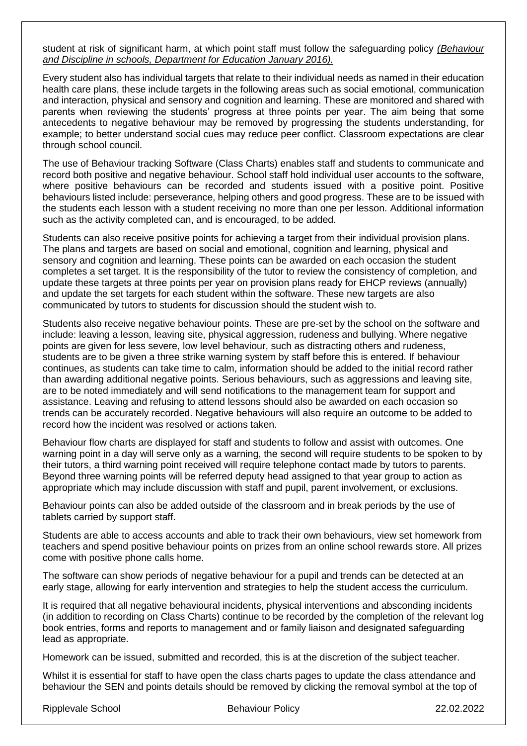student at risk of significant harm, at which point staff must follow the safeguarding policy *(Behaviour and Discipline in schools, Department for Education January 2016).*

Every student also has individual targets that relate to their individual needs as named in their education health care plans, these include targets in the following areas such as social emotional, communication and interaction, physical and sensory and cognition and learning. These are monitored and shared with parents when reviewing the students' progress at three points per year. The aim being that some antecedents to negative behaviour may be removed by progressing the students understanding, for example; to better understand social cues may reduce peer conflict. Classroom expectations are clear through school council.

The use of Behaviour tracking Software (Class Charts) enables staff and students to communicate and record both positive and negative behaviour. School staff hold individual user accounts to the software, where positive behaviours can be recorded and students issued with a positive point. Positive behaviours listed include: perseverance, helping others and good progress. These are to be issued with the students each lesson with a student receiving no more than one per lesson. Additional information such as the activity completed can, and is encouraged, to be added.

Students can also receive positive points for achieving a target from their individual provision plans. The plans and targets are based on social and emotional, cognition and learning, physical and sensory and cognition and learning. These points can be awarded on each occasion the student completes a set target. It is the responsibility of the tutor to review the consistency of completion, and update these targets at three points per year on provision plans ready for EHCP reviews (annually) and update the set targets for each student within the software. These new targets are also communicated by tutors to students for discussion should the student wish to.

Students also receive negative behaviour points. These are pre-set by the school on the software and include: leaving a lesson, leaving site, physical aggression, rudeness and bullying. Where negative points are given for less severe, low level behaviour, such as distracting others and rudeness, students are to be given a three strike warning system by staff before this is entered. If behaviour continues, as students can take time to calm, information should be added to the initial record rather than awarding additional negative points. Serious behaviours, such as aggressions and leaving site, are to be noted immediately and will send notifications to the management team for support and assistance. Leaving and refusing to attend lessons should also be awarded on each occasion so trends can be accurately recorded. Negative behaviours will also require an outcome to be added to record how the incident was resolved or actions taken.

Behaviour flow charts are displayed for staff and students to follow and assist with outcomes. One warning point in a day will serve only as a warning, the second will require students to be spoken to by their tutors, a third warning point received will require telephone contact made by tutors to parents. Beyond three warning points will be referred deputy head assigned to that year group to action as appropriate which may include discussion with staff and pupil, parent involvement, or exclusions.

Behaviour points can also be added outside of the classroom and in break periods by the use of tablets carried by support staff.

Students are able to access accounts and able to track their own behaviours, view set homework from teachers and spend positive behaviour points on prizes from an online school rewards store. All prizes come with positive phone calls home.

The software can show periods of negative behaviour for a pupil and trends can be detected at an early stage, allowing for early intervention and strategies to help the student access the curriculum.

It is required that all negative behavioural incidents, physical interventions and absconding incidents (in addition to recording on Class Charts) continue to be recorded by the completion of the relevant log book entries, forms and reports to management and or family liaison and designated safeguarding lead as appropriate.

Homework can be issued, submitted and recorded, this is at the discretion of the subject teacher.

Whilst it is essential for staff to have open the class charts pages to update the class attendance and behaviour the SEN and points details should be removed by clicking the removal symbol at the top of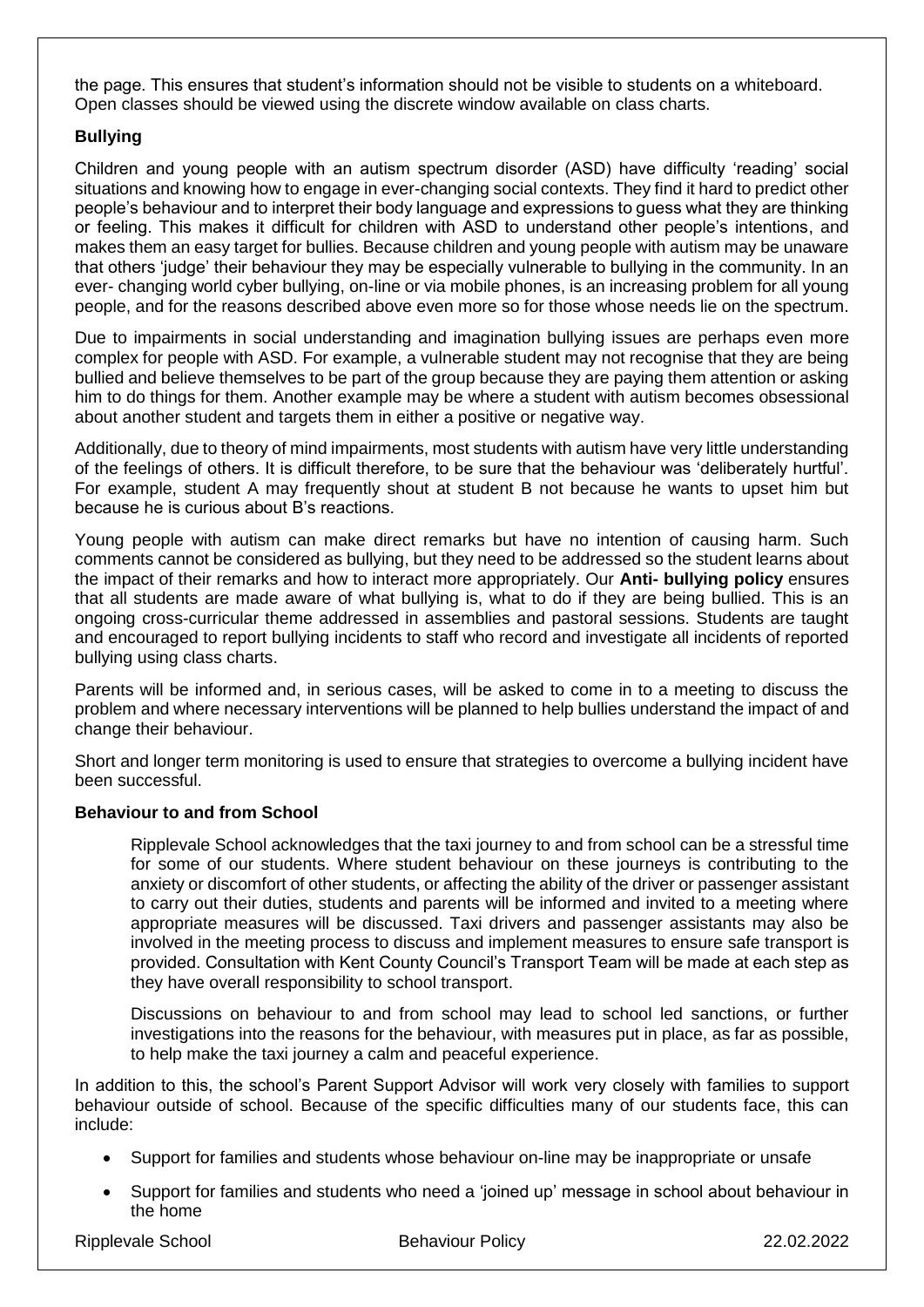the page. This ensures that student's information should not be visible to students on a whiteboard. Open classes should be viewed using the discrete window available on class charts.

### Bullying

Children and young people with an autism spectrum disorder (ASD) have difficulty 'reading' social situations and knowing how to engage in ever-changing social contexts. They find it hard to predict other people's behaviour and to interpret their body language and expressions to guess what they are thinking or feeling. This makes it difficult for children with ASD to understand other people's intentions, and makes them an easy target for bullies. Because children and young people with autism may be unaware that others 'judge' their behaviour they may be especially vulnerable to bullying in the community. In an ever- changing world cyber bullying, on-line or via mobile phones, is an increasing problem for all young people, and for the reasons described above even more so for those whose needs lie on the spectrum.

Due to impairments in social understanding and imagination bullying issues are perhaps even more complex for people with ASD. For example, a vulnerable student may not recognise that they are being bullied and believe themselves to be part of the group because they are paying them attention or asking him to do things for them. Another example may be where a student with autism becomes obsessional about another student and targets them in either a positive or negative way.

Additionally, due to theory of mind impairments, most students with autism have very little understanding of the feelings of others. It is difficult therefore, to be sure that the behaviour was 'deliberately hurtful'. For example, student A may frequently shout at student B not because he wants to upset him but because he is curious about B's reactions.

Young people with autism can make direct remarks but have no intention of causing harm. Such comments cannot be considered as bullying, but they need to be addressed so the student learns about the impact of their remarks and how to interact more appropriately. Our **Anti- bullying policy** ensures that all students are made aware of what bullying is, what to do if they are being bullied. This is an ongoing cross-curricular theme addressed in assemblies and pastoral sessions. Students are taught and encouraged to report bullying incidents to staff who record and investigate all incidents of reported bullying using class charts.

Parents will be informed and, in serious cases, will be asked to come in to a meeting to discuss the problem and where necessary interventions will be planned to help bullies understand the impact of and change their behaviour.

Short and longer term monitoring is used to ensure that strategies to overcome a bullying incident have been successful.

### Behaviour to and from School

Ripplevale School acknowledges that the taxi journey to and from school can be a stressful time for some of our students. Where student behaviour on these journeys is contributing to the anxiety or discomfort of other students, or affecting the ability of the driver or passenger assistant to carry out their duties, students and parents will be informed and invited to a meeting where appropriate measures will be discussed. Taxi drivers and passenger assistants may also be involved in the meeting process to discuss and implement measures to ensure safe transport is provided. Consultation with Kent County Council's Transport Team will be made at each step as they have overall responsibility to school transport.

Discussions on behaviour to and from school may lead to school led sanctions, or further investigations into the reasons for the behaviour, with measures put in place, as far as possible, to help make the taxi journey a calm and peaceful experience.

In addition to this, the school's Parent Support Advisor will work very closely with families to support behaviour outside of school. Because of the specific difficulties many of our students face, this can include:

- Support for families and students whose behaviour on-line may be inappropriate or unsafe
- Support for families and students who need a 'joined up' message in school about behaviour in the home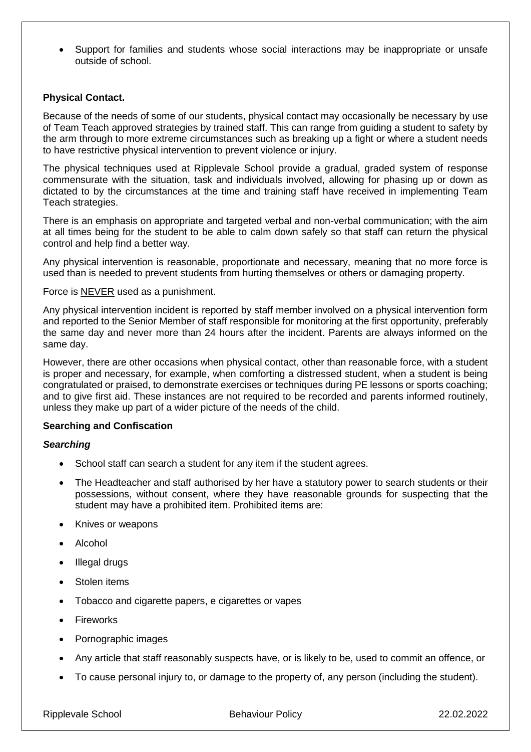- Support for families and students whose social interactions may be inappropriate or unsafe outside of school.

**Physical Contact.**

Because of the needs of some of our students, physical contact may occasionally be necessary by use of Team Teach approved strategies by trained staff. This can range from guiding a student to safety by the arm through to more extreme circumstances such as breaking up a fight or where a student needs to have restrictive physical intervention to prevent violence or injury.

The physical techniques used at Ripplevale School provide a gradual, graded system of response commensurate with the situation, task and individuals involved, allowing for phasing up or down as dictated to by the circumstances at the time and training staff have received in implementing Team Teach strategies.

There is an emphasis on appropriate and targeted verbal and non-verbal communication; with the aim at all times being for the student to be able to calm down safely so that staff can return the physical control and help find a better way.

Any physical intervention is reasonable, proportionate and necessary, meaning that no more force is used than is needed to prevent students from hurting themselves or others or damaging property.

Force is <u>NEVER</u> used as a punishment.

Any physical intervention incident is reported by staff member involved on a physical intervention form and reported to the Senior Member of staff responsible for monitoring at the first opportunity, preferably the same day and never more than 24 hours after the incident. Parents are always informed on the same day.

However, there are other occasions when physical contact, other than reasonable force, with a student is proper and necessary, for example, when comforting a distressed student, when a student is being congratulated or praised, to demonstrate exercises or techniques during PE lessons or sports coaching; and to give first aid. These instances are not required to be recorded and parents informed routinely, unless they make up part of a wider picture of the needs of the child.

**Searching and Confiscation**

***Searching***

- School staff can search a student for any item if the student agrees.
- The Headteacher and staff authorised by her have a statutory power to search students or their possessions, without consent, where they have reasonable grounds for suspecting that the student may have a prohibited item. Prohibited items are:
- Knives or weapons
- Alcohol
- Illegal drugs
- Stolen items
- Tobacco and cigarette papers, e cigarettes or vapes
- Fireworks
- Pornographic images
- Any article that staff reasonably suspects have, or is likely to be, used to commit an offence, or
- To cause personal injury to, or damage to the property of, any person (including the student).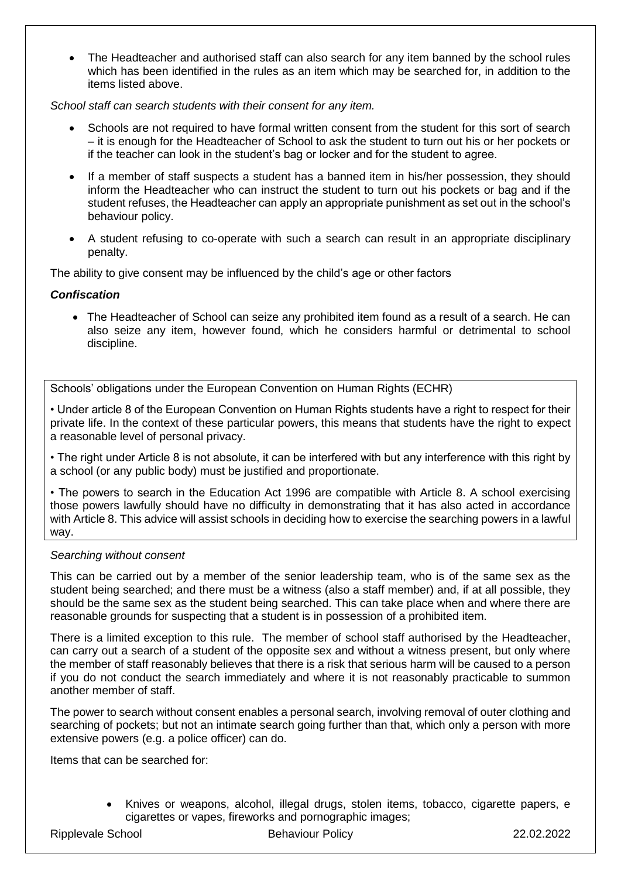- The Headteacher and authorised staff can also search for any item banned by the school rules which has been identified in the rules as an item which may be searched for, in addition to the items listed above.

*School staff can search students with their consent for any item.*

- Schools are not required to have formal written consent from the student for this sort of search – it is enough for the Headteacher of School to ask the student to turn out his or her pockets or if the teacher can look in the student's bag or locker and for the student to agree.
- If a member of staff suspects a student has a banned item in his/her possession, they should inform the Headteacher who can instruct the student to turn out his pockets or bag and if the student refuses, the Headteacher can apply an appropriate punishment as set out in the school's behaviour policy.
- A student refusing to co-operate with such a search can result in an appropriate disciplinary penalty.

The ability to give consent may be influenced by the child's age or other factors

***Confiscation***

- The Headteacher of School can seize any prohibited item found as a result of a search. He can also seize any item, however found, which he considers harmful or detrimental to school discipline.

Schools' obligations under the European Convention on Human Rights (ECHR)

• Under article 8 of the European Convention on Human Rights students have a right to respect for their private life. In the context of these particular powers, this means that students have the right to expect a reasonable level of personal privacy.

• The right under Article 8 is not absolute, it can be interfered with but any interference with this right by a school (or any public body) must be justified and proportionate.

• The powers to search in the Education Act 1996 are compatible with Article 8. A school exercising those powers lawfully should have no difficulty in demonstrating that it has also acted in accordance with Article 8. This advice will assist schools in deciding how to exercise the searching powers in a lawful way.

*Searching without consent*

This can be carried out by a member of the senior leadership team, who is of the same sex as the student being searched; and there must be a witness (also a staff member) and, if at all possible, they should be the same sex as the student being searched. This can take place when and where there are reasonable grounds for suspecting that a student is in possession of a prohibited item.

There is a limited exception to this rule. The member of school staff authorised by the Headteacher, can carry out a search of a student of the opposite sex and without a witness present, but only where the member of staff reasonably believes that there is a risk that serious harm will be caused to a person if you do not conduct the search immediately and where it is not reasonably practicable to summon another member of staff.

The power to search without consent enables a personal search, involving removal of outer clothing and searching of pockets; but not an intimate search going further than that, which only a person with more extensive powers (e.g. a police officer) can do.

Items that can be searched for:

- Knives or weapons, alcohol, illegal drugs, stolen items, tobacco, cigarette papers, e cigarettes or vapes, fireworks and pornographic images;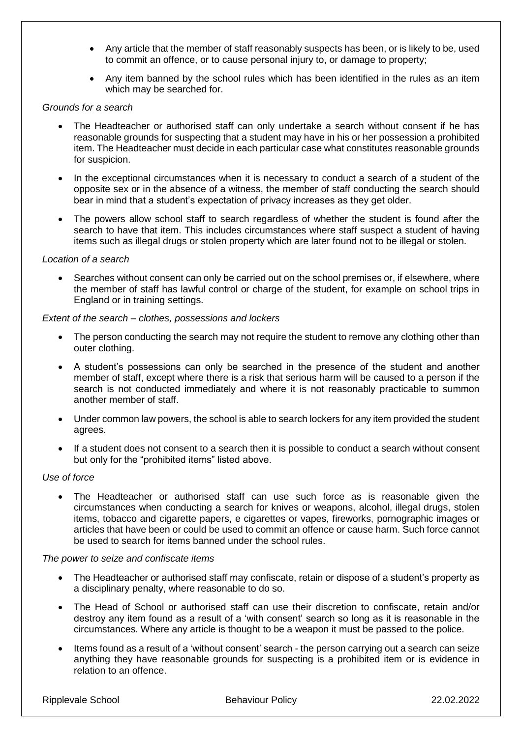- Any article that the member of staff reasonably suspects has been, or is likely to be, used to commit an offence, or to cause personal injury to, or damage to property;
- Any item banned by the school rules which has been identified in the rules as an item which may be searched for.

*Grounds for a search*

- The Headteacher or authorised staff can only undertake a search without consent if he has reasonable grounds for suspecting that a student may have in his or her possession a prohibited item. The Headteacher must decide in each particular case what constitutes reasonable grounds for suspicion.
- In the exceptional circumstances when it is necessary to conduct a search of a student of the opposite sex or in the absence of a witness, the member of staff conducting the search should bear in mind that a student's expectation of privacy increases as they get older.
- The powers allow school staff to search regardless of whether the student is found after the search to have that item. This includes circumstances where staff suspect a student of having items such as illegal drugs or stolen property which are later found not to be illegal or stolen.

*Location of a search*

- Searches without consent can only be carried out on the school premises or, if elsewhere, where the member of staff has lawful control or charge of the student, for example on school trips in England or in training settings.

*Extent of the search – clothes, possessions and lockers*

- The person conducting the search may not require the student to remove any clothing other than outer clothing.
- A student's possessions can only be searched in the presence of the student and another member of staff, except where there is a risk that serious harm will be caused to a person if the search is not conducted immediately and where it is not reasonably practicable to summon another member of staff.
- Under common law powers, the school is able to search lockers for any item provided the student agrees.
- If a student does not consent to a search then it is possible to conduct a search without consent but only for the "prohibited items" listed above.

*Use of force*

- The Headteacher or authorised staff can use such force as is reasonable given the circumstances when conducting a search for knives or weapons, alcohol, illegal drugs, stolen items, tobacco and cigarette papers, e cigarettes or vapes, fireworks, pornographic images or articles that have been or could be used to commit an offence or cause harm. Such force cannot be used to search for items banned under the school rules.

*The power to seize and confiscate items*

- The Headteacher or authorised staff may confiscate, retain or dispose of a student's property as a disciplinary penalty, where reasonable to do so.
- The Head of School or authorised staff can use their discretion to confiscate, retain and/or destroy any item found as a result of a 'with consent' search so long as it is reasonable in the circumstances. Where any article is thought to be a weapon it must be passed to the police.
- Items found as a result of a 'without consent' search - the person carrying out a search can seize anything they have reasonable grounds for suspecting is a prohibited item or is evidence in relation to an offence.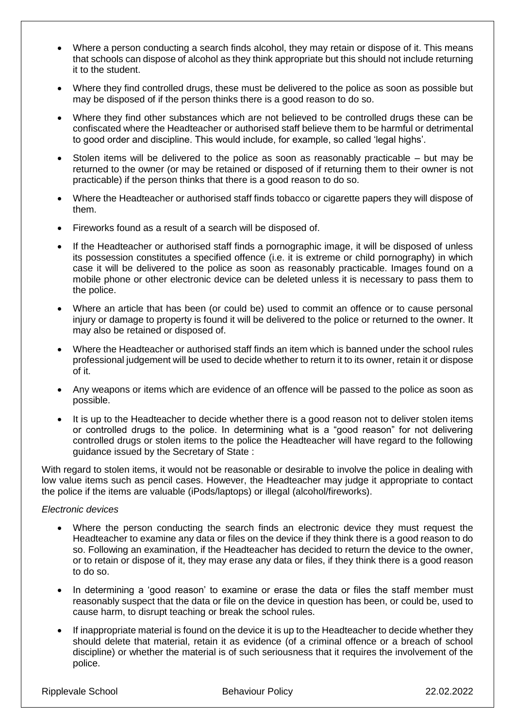- Where a person conducting a search finds alcohol, they may retain or dispose of it. This means that schools can dispose of alcohol as they think appropriate but this should not include returning it to the student.
- Where they find controlled drugs, these must be delivered to the police as soon as possible but may be disposed of if the person thinks there is a good reason to do so.
- Where they find other substances which are not believed to be controlled drugs these can be confiscated where the Headteacher or authorised staff believe them to be harmful or detrimental to good order and discipline. This would include, for example, so called 'legal highs'.
- Stolen items will be delivered to the police as soon as reasonably practicable – but may be returned to the owner (or may be retained or disposed of if returning them to their owner is not practicable) if the person thinks that there is a good reason to do so.
- Where the Headteacher or authorised staff finds tobacco or cigarette papers they will dispose of them.
- Fireworks found as a result of a search will be disposed of.
- If the Headteacher or authorised staff finds a pornographic image, it will be disposed of unless its possession constitutes a specified offence (i.e. it is extreme or child pornography) in which case it will be delivered to the police as soon as reasonably practicable. Images found on a mobile phone or other electronic device can be deleted unless it is necessary to pass them to the police.
- Where an article that has been (or could be) used to commit an offence or to cause personal injury or damage to property is found it will be delivered to the police or returned to the owner. It may also be retained or disposed of.
- Where the Headteacher or authorised staff finds an item which is banned under the school rules professional judgement will be used to decide whether to return it to its owner, retain it or dispose of it.
- Any weapons or items which are evidence of an offence will be passed to the police as soon as possible.
- It is up to the Headteacher to decide whether there is a good reason not to deliver stolen items or controlled drugs to the police. In determining what is a "good reason" for not delivering controlled drugs or stolen items to the police the Headteacher will have regard to the following guidance issued by the Secretary of State :

With regard to stolen items, it would not be reasonable or desirable to involve the police in dealing with low value items such as pencil cases. However, the Headteacher may judge it appropriate to contact the police if the items are valuable (iPods/laptops) or illegal (alcohol/fireworks).

*Electronic devices*

- Where the person conducting the search finds an electronic device they must request the Headteacher to examine any data or files on the device if they think there is a good reason to do so. Following an examination, if the Headteacher has decided to return the device to the owner, or to retain or dispose of it, they may erase any data or files, if they think there is a good reason to do so.
- In determining a 'good reason' to examine or erase the data or files the staff member must reasonably suspect that the data or file on the device in question has been, or could be, used to cause harm, to disrupt teaching or break the school rules.
- If inappropriate material is found on the device it is up to the Headteacher to decide whether they should delete that material, retain it as evidence (of a criminal offence or a breach of school discipline) or whether the material is of such seriousness that it requires the involvement of the police.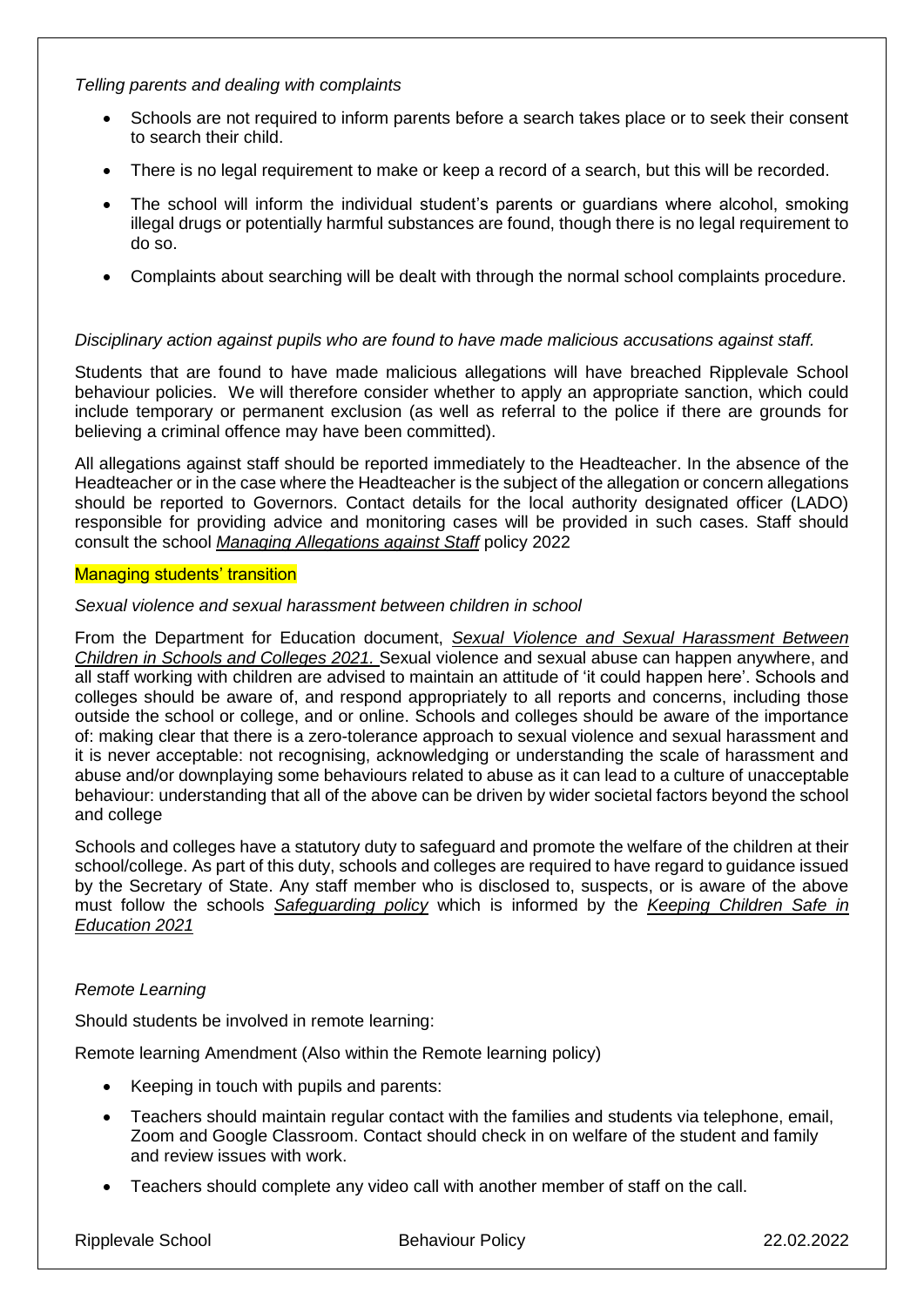*Telling parents and dealing with complaints*

- Schools are not required to inform parents before a search takes place or to seek their consent to search their child.
- There is no legal requirement to make or keep a record of a search, but this will be recorded.
- The school will inform the individual student's parents or guardians where alcohol, smoking illegal drugs or potentially harmful substances are found, though there is no legal requirement to do so.
- Complaints about searching will be dealt with through the normal school complaints procedure.

*Disciplinary action against pupils who are found to have made malicious accusations against staff.*

Students that are found to have made malicious allegations will have breached Ripplevale School behaviour policies. We will therefore consider whether to apply an appropriate sanction, which could include temporary or permanent exclusion (as well as referral to the police if there are grounds for believing a criminal offence may have been committed).

All allegations against staff should be reported immediately to the Headteacher. In the absence of the Headteacher or in the case where the Headteacher is the subject of the allegation or concern allegations should be reported to Governors. Contact details for the local authority designated officer (LADO) responsible for providing advice and monitoring cases will be provided in such cases. Staff should consult the school *Managing Allegations against Staff* policy 2022

Managing students' transition

*Sexual violence and sexual harassment between children in school*

From the Department for Education document, *Sexual Violence and Sexual Harassment Between Children in Schools and Colleges 2021.* Sexual violence and sexual abuse can happen anywhere, and all staff working with children are advised to maintain an attitude of 'it could happen here'. Schools and colleges should be aware of, and respond appropriately to all reports and concerns, including those outside the school or college, and or online. Schools and colleges should be aware of the importance of: making clear that there is a zero-tolerance approach to sexual violence and sexual harassment and it is never acceptable: not recognising, acknowledging or understanding the scale of harassment and abuse and/or downplaying some behaviours related to abuse as it can lead to a culture of unacceptable behaviour: understanding that all of the above can be driven by wider societal factors beyond the school and college

Schools and colleges have a statutory duty to safeguard and promote the welfare of the children at their school/college. As part of this duty, schools and colleges are required to have regard to guidance issued by the Secretary of State. Any staff member who is disclosed to, suspects, or is aware of the above must follow the schools *Safeguarding policy* which is informed by the *Keeping Children Safe in Education 2021*

*Remote Learning*

Should students be involved in remote learning:

Remote learning Amendment (Also within the Remote learning policy)

- Keeping in touch with pupils and parents:
- Teachers should maintain regular contact with the families and students via telephone, email, Zoom and Google Classroom. Contact should check in on welfare of the student and family and review issues with work.
- Teachers should complete any video call with another member of staff on the call.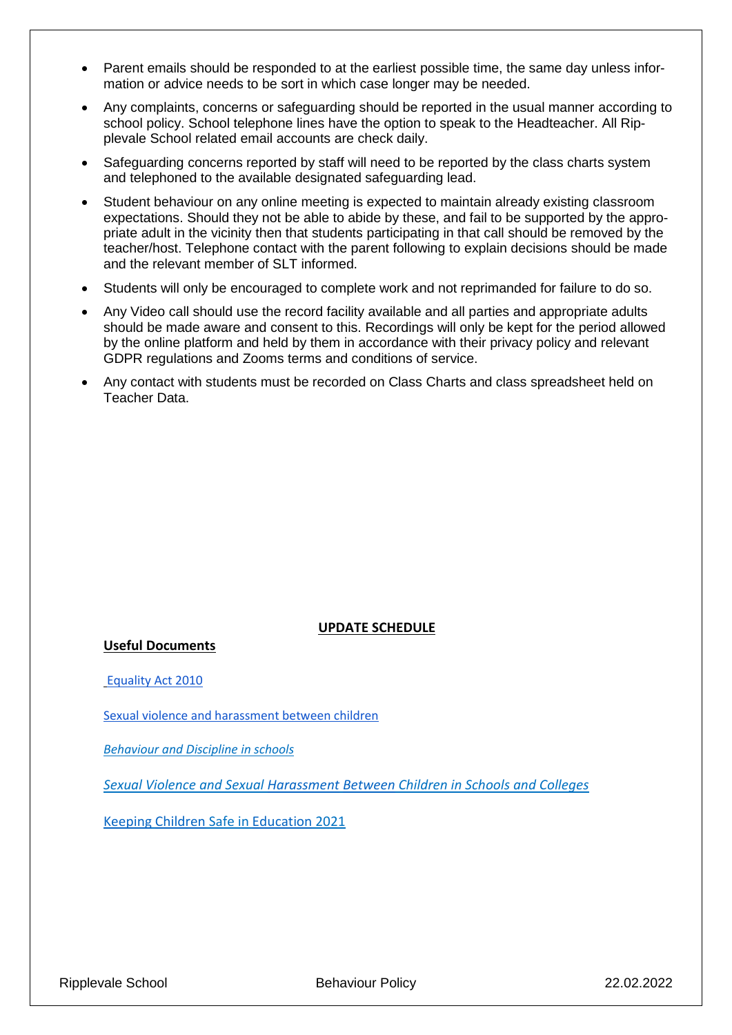- Parent emails should be responded to at the earliest possible time, the same day unless information or advice needs to be sort in which case longer may be needed.
- Any complaints, concerns or safeguarding should be reported in the usual manner according to school policy. School telephone lines have the option to speak to the Headteacher. All Ripplevale School related email accounts are check daily.
- Safeguarding concerns reported by staff will need to be reported by the class charts system and telephoned to the available designated safeguarding lead.
- Student behaviour on any online meeting is expected to maintain already existing classroom expectations. Should they not be able to abide by these, and fail to be supported by the appropriate adult in the vicinity then that students participating in that call should be removed by the teacher/host. Telephone contact with the parent following to explain decisions should be made and the relevant member of SLT informed.
- Students will only be encouraged to complete work and not reprimanded for failure to do so.
- Any Video call should use the record facility available and all parties and appropriate adults should be made aware and consent to this. Recordings will only be kept for the period allowed by the online platform and held by them in accordance with their privacy policy and relevant GDPR regulations and Zooms terms and conditions of service.
- Any contact with students must be recorded on Class Charts and class spreadsheet held on Teacher Data.

**UPDATE SCHEDULE**

**Useful Documents**

Equality Act 2010

Sexual violence and harassment between children

*Behaviour and Discipline in schools*

*Sexual Violence and Sexual Harassment Between Children in Schools and Colleges*

Keeping Children Safe in Education 2021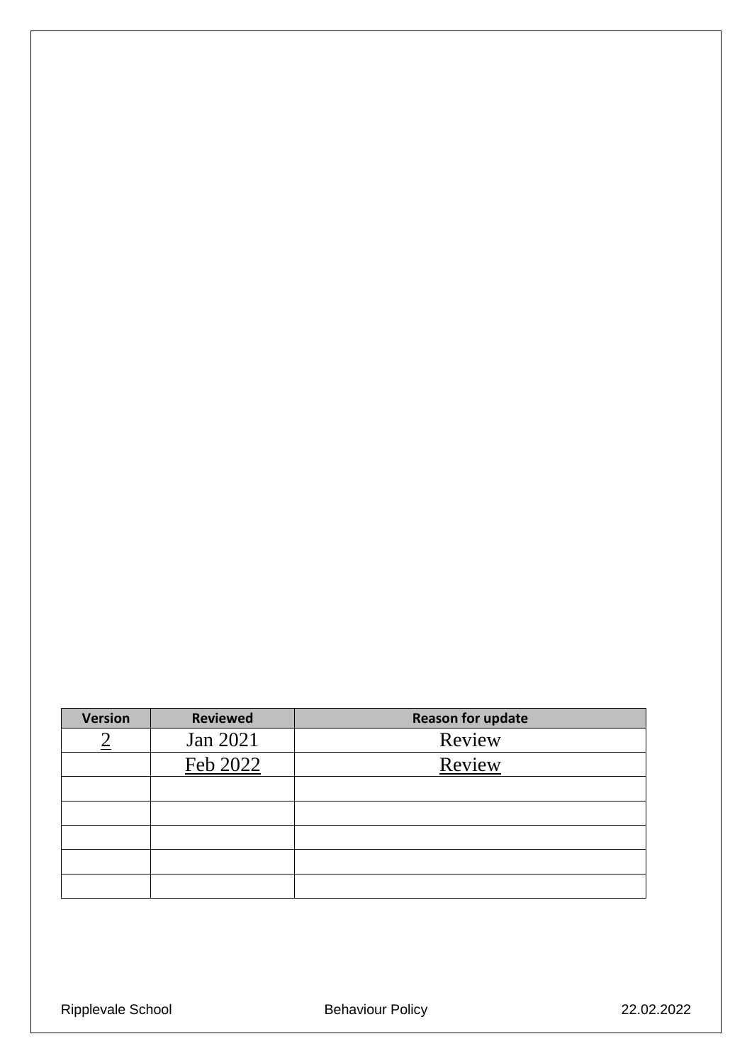| Version | Reviewed | Reason for update |
|---|---|---|
| 2 | Jan 2021 | Review |
| | Feb 2022 | Review |
| | | |
| | | |
| | | |
| | | |
| | | |